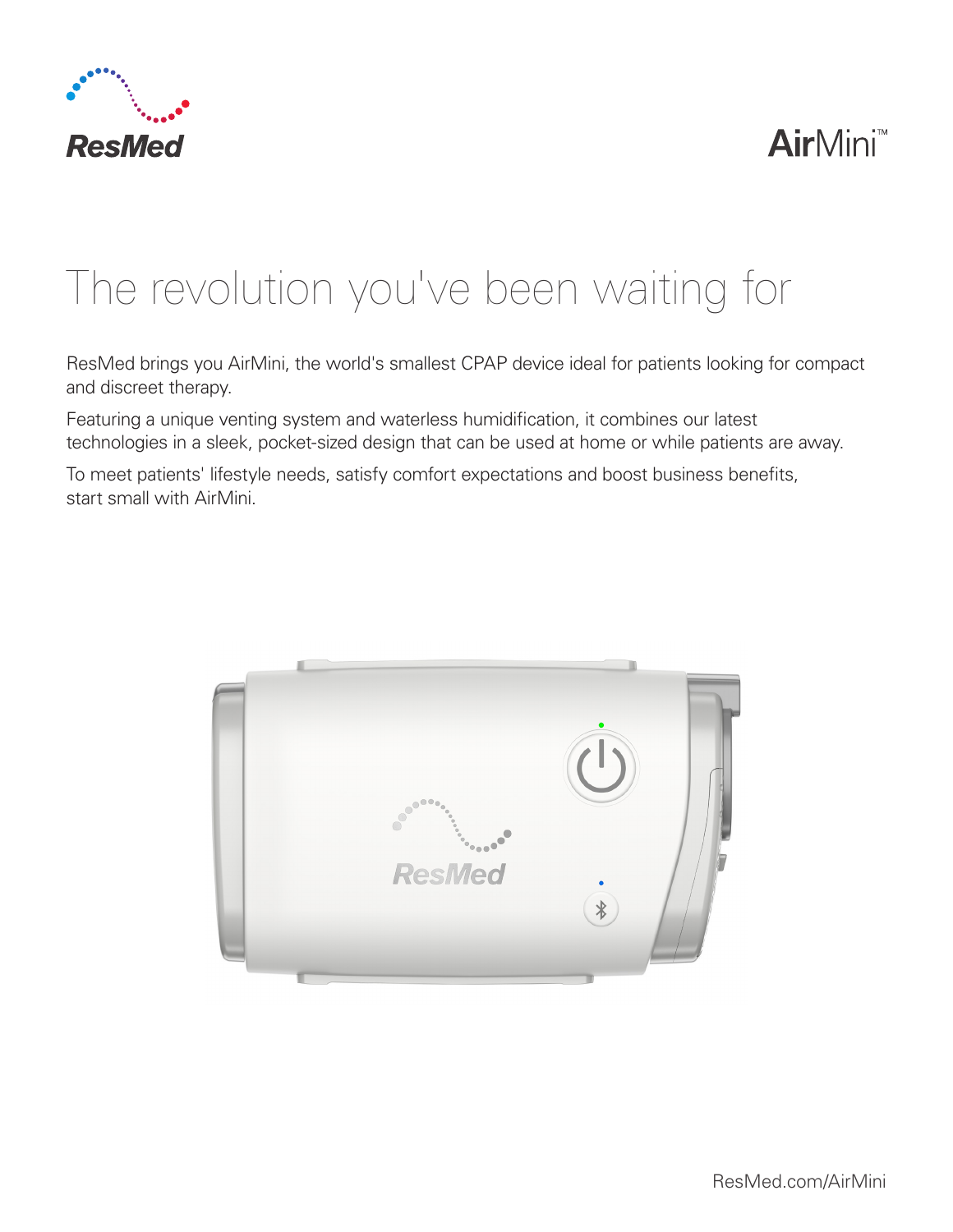ResMed

AirMini™

# The revolution you've been waiting for

ResMed brings you AirMini, the world's smallest CPAP device ideal for patients looking for compact and discreet therapy.

Featuring a unique venting system and waterless humidification, it combines our latest technologies in a sleek, pocket-sized design that can be used at home or while patients are away.

To meet patients' lifestyle needs, satisfy comfort expectations and boost business benefits, start small with AirMini.

ResMed.com/AirMini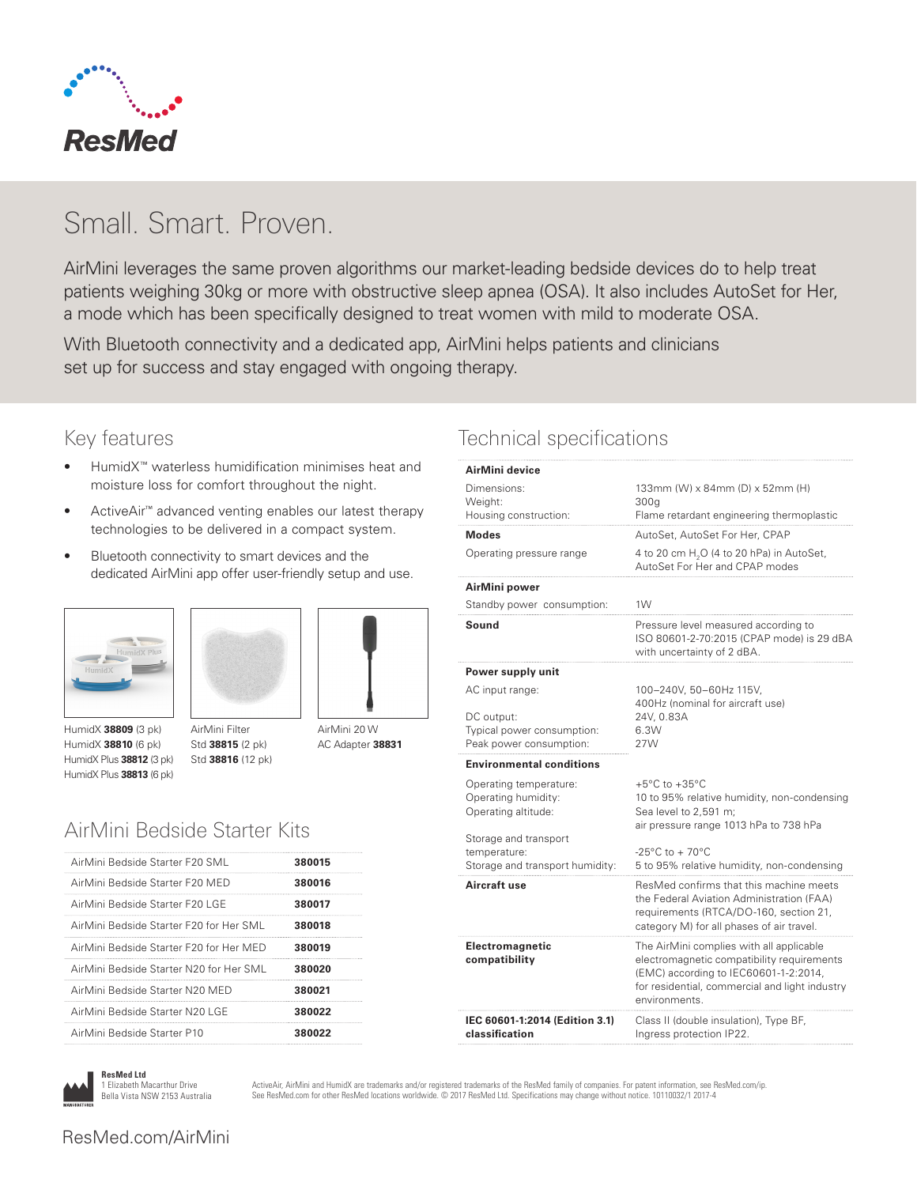ResMed

# Small. Smart. Proven.

AirMini leverages the same proven algorithms our market-leading bedside devices do to help treat patients weighing 30kg or more with obstructive sleep apnea (OSA). It also includes AutoSet for Her, a mode which has been specifically designed to treat women with mild to moderate OSA.

With Bluetooth connectivity and a dedicated app, AirMini helps patients and clinicians set up for success and stay engaged with ongoing therapy.

## Key features

- HumidX™ waterless humidification minimises heat and moisture loss for comfort throughout the night.
- ActiveAir™ advanced venting enables our latest therapy technologies to be delivered in a compact system.
- Bluetooth connectivity to smart devices and the dedicated AirMini app offer user-friendly setup and use.

HumidX **38809** (3 pk)
HumidX **38810** (6 pk)
HumidX Plus **38812** (3 pk)
HumidX Plus **38813** (6 pk)

AirMini Filter
Std **38815** (2 pk)
Std **38816** (12 pk)

AirMini 20 W
AC Adapter **38831**

## AirMini Bedside Starter Kits

| | |
|---|---|
| AirMini Bedside Starter F20 SML | **380015** |
| AirMini Bedside Starter F20 MED | **380016** |
| AirMini Bedside Starter F20 LGE | **380017** |
| AirMini Bedside Starter F20 for Her SML | **380018** |
| AirMini Bedside Starter F20 for Her MED | **380019** |
| AirMini Bedside Starter N20 for Her SML | **380020** |
| AirMini Bedside Starter N20 MED | **380021** |
| AirMini Bedside Starter N20 LGE | **380022** |
| AirMini Bedside Starter P10 | **380022** |

## Technical specifications

| | |
|---|---|
| **AirMini device** | |
| Dimensions: | 133mm (W) x 84mm (D) x 52mm (H) |
| Weight: | 300g |
| Housing construction: | Flame retardant engineering thermoplastic |
| **Modes** | AutoSet, AutoSet For Her, CPAP |
| Operating pressure range | 4 to 20 cm $H_2O$ (4 to 20 hPa) in AutoSet, AutoSet For Her and CPAP modes |
| **AirMini power** | |
| Standby power consumption: | 1W |
| **Sound** | Pressure level measured according to ISO 80601-2-70:2015 (CPAP mode) is 29 dBA with uncertainty of 2 dBA. |
| **Power supply unit** | |
| AC input range: | 100–240V, 50–60Hz 115V, 400Hz (nominal for aircraft use) |
| DC output: | 24V, 0.83A |
| Typical power consumption: | 6.3W |
| Peak power consumption: | 27W |
| **Environmental conditions** | |
| Operating temperature: | +5°C to +35°C |
| Operating humidity: | 10 to 95% relative humidity, non-condensing |
| Operating altitude: | Sea level to 2,591 m; air pressure range 1013 hPa to 738 hPa |
| Storage and transport temperature: | -25°C to + 70°C |
| Storage and transport humidity: | 5 to 95% relative humidity, non-condensing |
| **Aircraft use** | ResMed confirms that this machine meets the Federal Aviation Administration (FAA) requirements (RTCA/DO-160, section 21, category M) for all phases of air travel. |
| **Electromagnetic compatibility** | The AirMini complies with all applicable electromagnetic compatibility requirements (EMC) according to IEC60601-1-2:2014, for residential, commercial and light industry environments. |
| **IEC 60601-1:2014 (Edition 3.1) classification** | Class II (double insulation), Type BF, Ingress protection IP22. |

**ResMed Ltd**
1 Elizabeth Macarthur Drive
Bella Vista NSW 2153 Australia

ActiveAir, AirMini and HumidX are trademarks and/or registered trademarks of the ResMed family of companies. For patent information, see ResMed.com/ip. See ResMed.com for other ResMed locations worldwide. © 2017 ResMed Ltd. Specifications may change without notice. 10110032/1 2017-4

ResMed.com/AirMini